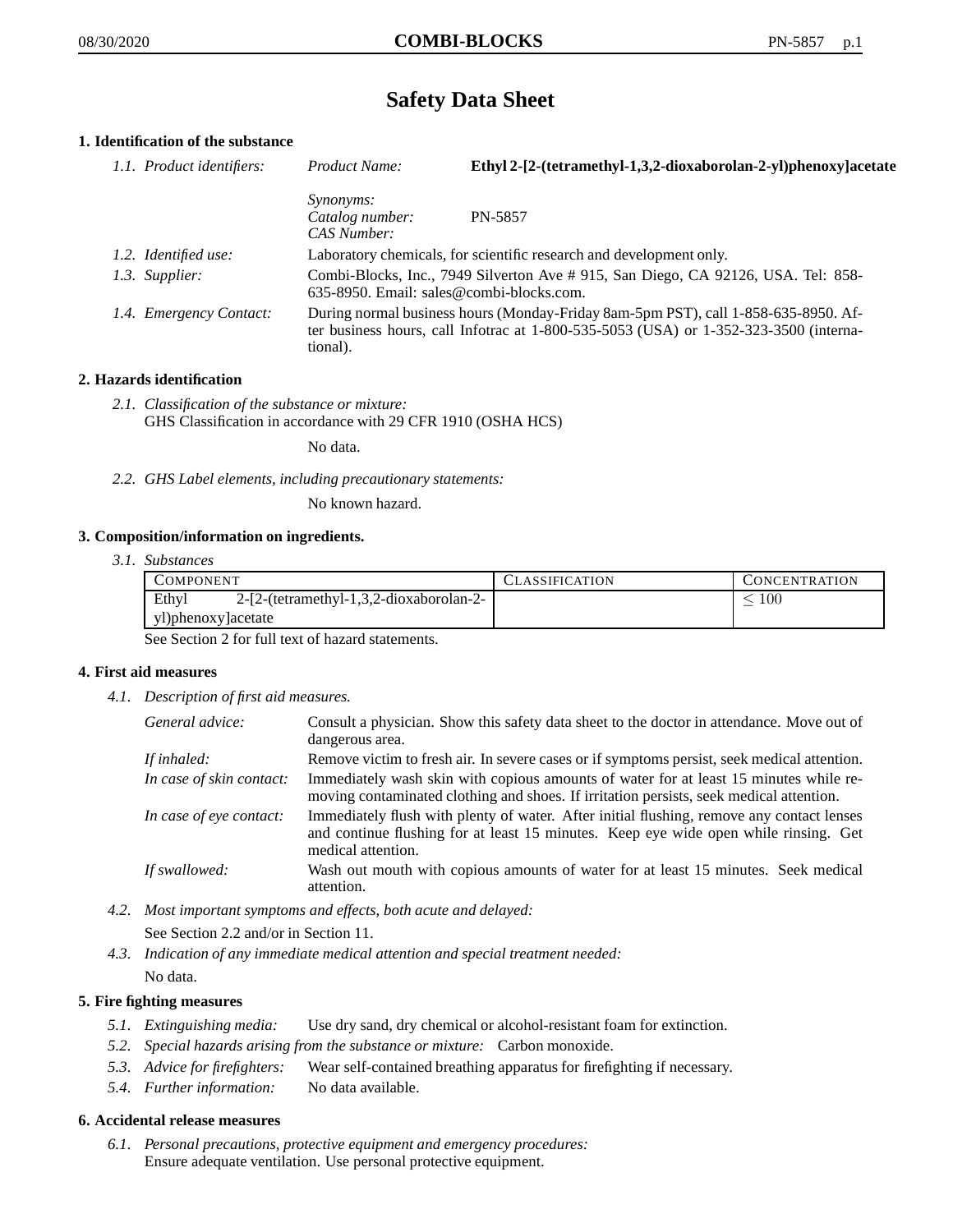# Safety Data Sheet

## 1. Identification of the substance

*1.1. Product identifiers:*

*Product Name:* **Ethyl 2-[2-(tetramethyl-1,3,2-dioxaborolan-2-yl)phenoxy]acetate**

*Synonyms:*

*Catalog number:* PN-5857

*CAS Number:*

*1.2. Identified use:* Laboratory chemicals, for scientific research and development only.

*1.3. Supplier:* Combi-Blocks, Inc., 7949 Silverton Ave # 915, San Diego, CA 92126, USA. Tel: 858-635-8950. Email: sales@combi-blocks.com.

*1.4. Emergency Contact:* During normal business hours (Monday-Friday 8am-5pm PST), call 1-858-635-8950. After business hours, call Infotrac at 1-800-535-5053 (USA) or 1-352-323-3500 (international).

## 2. Hazards identification

*2.1. Classification of the substance or mixture:*
GHS Classification in accordance with 29 CFR 1910 (OSHA HCS)

No data.

*2.2. GHS Label elements, including precautionary statements:*

No known hazard.

## 3. Composition/information on ingredients.

*3.1. Substances*

| Component | Classification | Concentration |
|---|---|---|
| Ethyl 2-[2-(tetramethyl-1,3,2-dioxaborolan-2-yl)phenoxy]acetate | | $\leq 100$ |

See Section 2 for full text of hazard statements.

## 4. First aid measures

*4.1. Description of first aid measures.*

*General advice:* Consult a physician. Show this safety data sheet to the doctor in attendance. Move out of dangerous area.

*If inhaled:* Remove victim to fresh air. In severe cases or if symptoms persist, seek medical attention.

*In case of skin contact:* Immediately wash skin with copious amounts of water for at least 15 minutes while removing contaminated clothing and shoes. If irritation persists, seek medical attention.

*In case of eye contact:* Immediately flush with plenty of water. After initial flushing, remove any contact lenses and continue flushing for at least 15 minutes. Keep eye wide open while rinsing. Get medical attention.

*If swallowed:* Wash out mouth with copious amounts of water for at least 15 minutes. Seek medical attention.

*4.2. Most important symptoms and effects, both acute and delayed:*

See Section 2.2 and/or in Section 11.

*4.3. Indication of any immediate medical attention and special treatment needed:*

No data.

## 5. Fire fighting measures

*5.1. Extinguishing media:* Use dry sand, dry chemical or alcohol-resistant foam for extinction.

*5.2. Special hazards arising from the substance or mixture:* Carbon monoxide.

*5.3. Advice for firefighters:* Wear self-contained breathing apparatus for firefighting if necessary.

*5.4. Further information:* No data available.

## 6. Accidental release measures

*6.1. Personal precautions, protective equipment and emergency procedures:*
Ensure adequate ventilation. Use personal protective equipment.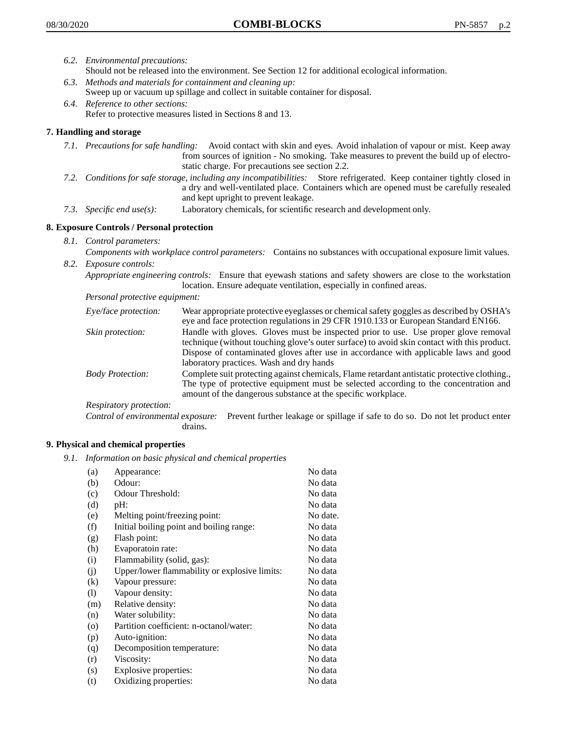6.2. *Environmental precautions:*
Should not be released into the environment. See Section 12 for additional ecological information.

6.3. *Methods and materials for containment and cleaning up:*
Sweep up or vacuum up spillage and collect in suitable container for disposal.

6.4. *Reference to other sections:*
Refer to protective measures listed in Sections 8 and 13.

## 7. Handling and storage

7.1. *Precautions for safe handling:* Avoid contact with skin and eyes. Avoid inhalation of vapour or mist. Keep away from sources of ignition - No smoking. Take measures to prevent the build up of electrostatic charge. For precautions see section 2.2.

7.2. *Conditions for safe storage, including any incompatibilities:* Store refrigerated. Keep container tightly closed in a dry and well-ventilated place. Containers which are opened must be carefully resealed and kept upright to prevent leakage.

7.3. *Specific end use(s):* Laboratory chemicals, for scientific research and development only.

## 8. Exposure Controls / Personal protection

8.1. *Control parameters:*
*Components with workplace control parameters:* Contains no substances with occupational exposure limit values.

8.2. *Exposure controls:*
*Appropriate engineering controls:* Ensure that eyewash stations and safety showers are close to the workstation location. Ensure adequate ventilation, especially in confined areas.

*Personal protective equipment:*

*Eye/face protection:* Wear appropriate protective eyeglasses or chemical safety goggles as described by OSHA's eye and face protection regulations in 29 CFR 1910.133 or European Standard EN166.

*Skin protection:* Handle with gloves. Gloves must be inspected prior to use. Use proper glove removal technique (without touching glove's outer surface) to avoid skin contact with this product. Dispose of contaminated gloves after use in accordance with applicable laws and good laboratory practices. Wash and dry hands

*Body Protection:* Complete suit protecting against chemicals, Flame retardant antistatic protective clothing., The type of protective equipment must be selected according to the concentration and amount of the dangerous substance at the specific workplace.

*Respiratory protection:*

*Control of environmental exposure:* Prevent further leakage or spillage if safe to do so. Do not let product enter drains.

## 9. Physical and chemical properties

9.1. *Information on basic physical and chemical properties*

| | | |
|---|---|---|
| (a) | Appearance: | No data |
| (b) | Odour: | No data |
| (c) | Odour Threshold: | No data |
| (d) | pH: | No data |
| (e) | Melting point/freezing point: | No date. |
| (f) | Initial boiling point and boiling range: | No data |
| (g) | Flash point: | No data |
| (h) | Evaporatoin rate: | No data |
| (i) | Flammability (solid, gas): | No data |
| (j) | Upper/lower flammability or explosive limits: | No data |
| (k) | Vapour pressure: | No data |
| (l) | Vapour density: | No data |
| (m) | Relative density: | No data |
| (n) | Water solubility: | No data |
| (o) | Partition coefficient: n-octanol/water: | No data |
| (p) | Auto-ignition: | No data |
| (q) | Decomposition temperature: | No data |
| (r) | Viscosity: | No data |
| (s) | Explosive properties: | No data |
| (t) | Oxidizing properties: | No data |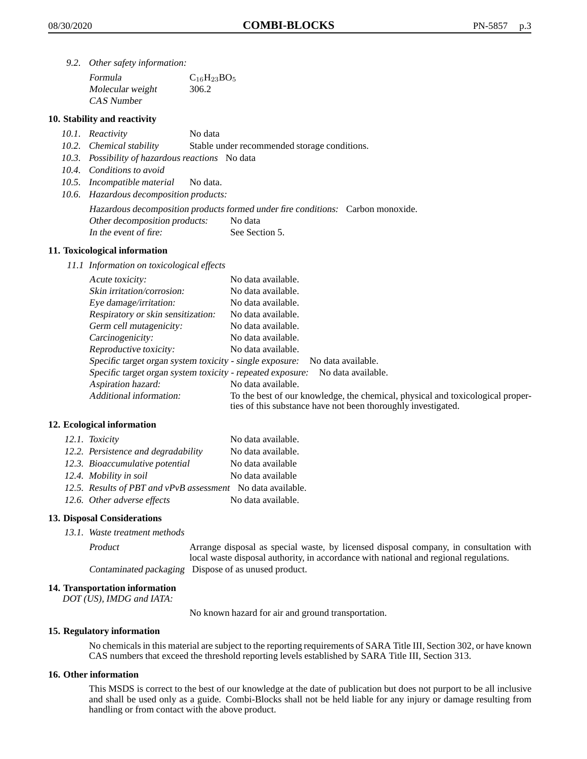*9.2. Other safety information:*

| | |
|---|---|
| *Formula* | $C_{16}H_{23}BO_5$ |
| *Molecular weight* | 306.2 |
| *CAS Number* | |

## 10. Stability and reactivity

*10.1. Reactivity* No data

*10.2. Chemical stability* Stable under recommended storage conditions.

*10.3. Possibility of hazardous reactions* No data

*10.4. Conditions to avoid*

*10.5. Incompatible material* No data.

*10.6. Hazardous decomposition products:*

*Hazardous decomposition products formed under fire conditions:* Carbon monoxide.

*Other decomposition products:* No data

*In the event of fire:* See Section 5.

## 11. Toxicological information

*11.1 Information on toxicological effects*

| | |
|---|---|
| *Acute toxicity:* | No data available. |
| *Skin irritation/corrosion:* | No data available. |
| *Eye damage/irritation:* | No data available. |
| *Respiratory or skin sensitization:* | No data available. |
| *Germ cell mutagenicity:* | No data available. |
| *Carcinogenicity:* | No data available. |
| *Reproductive toxicity:* | No data available. |
| *Specific target organ system toxicity - single exposure:* | No data available. |
| *Specific target organ system toxicity - repeated exposure:* | No data available. |
| *Aspiration hazard:* | No data available. |
| *Additional information:* | To the best of our knowledge, the chemical, physical and toxicological properties of this substance have not been thoroughly investigated. |

## 12. Ecological information

| | |
|---|---|
| *12.1. Toxicity* | No data available. |
| *12.2. Persistence and degradability* | No data available. |
| *12.3. Bioaccumulative potential* | No data available |
| *12.4. Mobility in soil* | No data available |
| *12.5. Results of PBT and vPvB assessment* | No data available. |
| *12.6. Other adverse effects* | No data available. |

## 13. Disposal Considerations

*13.1. Waste treatment methods*

*Product* Arrange disposal as special waste, by licensed disposal company, in consultation with local waste disposal authority, in accordance with national and regional regulations.

*Contaminated packaging* Dispose of as unused product.

## 14. Transportation information

*DOT (US), IMDG and IATA:*

No known hazard for air and ground transportation.

## 15. Regulatory information

No chemicals in this material are subject to the reporting requirements of SARA Title III, Section 302, or have known CAS numbers that exceed the threshold reporting levels established by SARA Title III, Section 313.

## 16. Other information

This MSDS is correct to the best of our knowledge at the date of publication but does not purport to be all inclusive and shall be used only as a guide. Combi-Blocks shall not be held liable for any injury or damage resulting from handling or from contact with the above product.